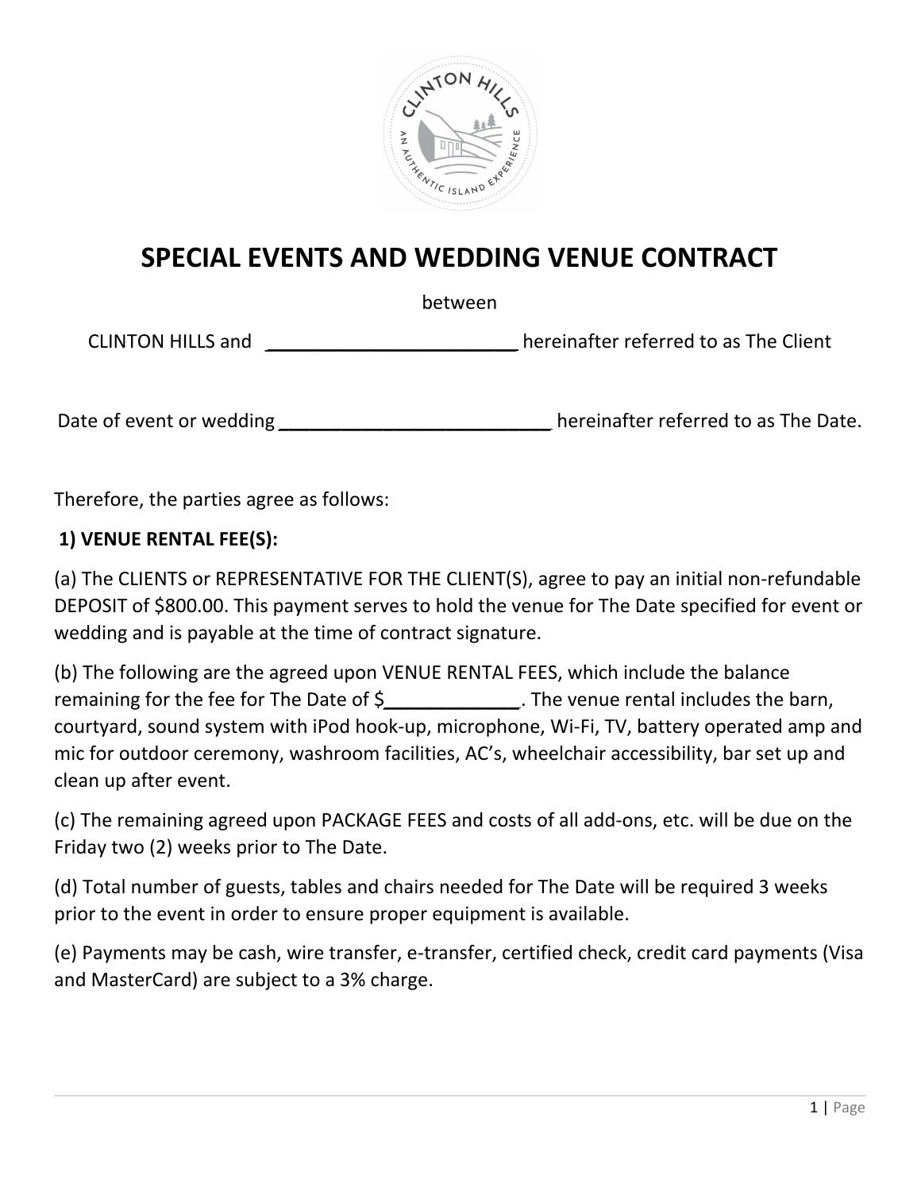# SPECIAL EVENTS AND WEDDING VENUE CONTRACT

between

CLINTON HILLS and ________________________ hereinafter referred to as The Client

Date of event or wedding ___________________________ hereinafter referred to as The Date.

Therefore, the parties agree as follows:

**1) VENUE RENTAL FEE(S):**

(a) The CLIENTS or REPRESENTATIVE FOR THE CLIENT(S), agree to pay an initial non-refundable DEPOSIT of $800.00. This payment serves to hold the venue for The Date specified for event or wedding and is payable at the time of contract signature.

(b) The following are the agreed upon VENUE RENTAL FEES, which include the balance remaining for the fee for The Date of $_____________. The venue rental includes the barn, courtyard, sound system with iPod hook-up, microphone, Wi-Fi, TV, battery operated amp and mic for outdoor ceremony, washroom facilities, AC's, wheelchair accessibility, bar set up and clean up after event.

(c) The remaining agreed upon PACKAGE FEES and costs of all add-ons, etc. will be due on the Friday two (2) weeks prior to The Date.

(d) Total number of guests, tables and chairs needed for The Date will be required 3 weeks prior to the event in order to ensure proper equipment is available.

(e) Payments may be cash, wire transfer, e-transfer, certified check, credit card payments (Visa and MasterCard) are subject to a 3% charge.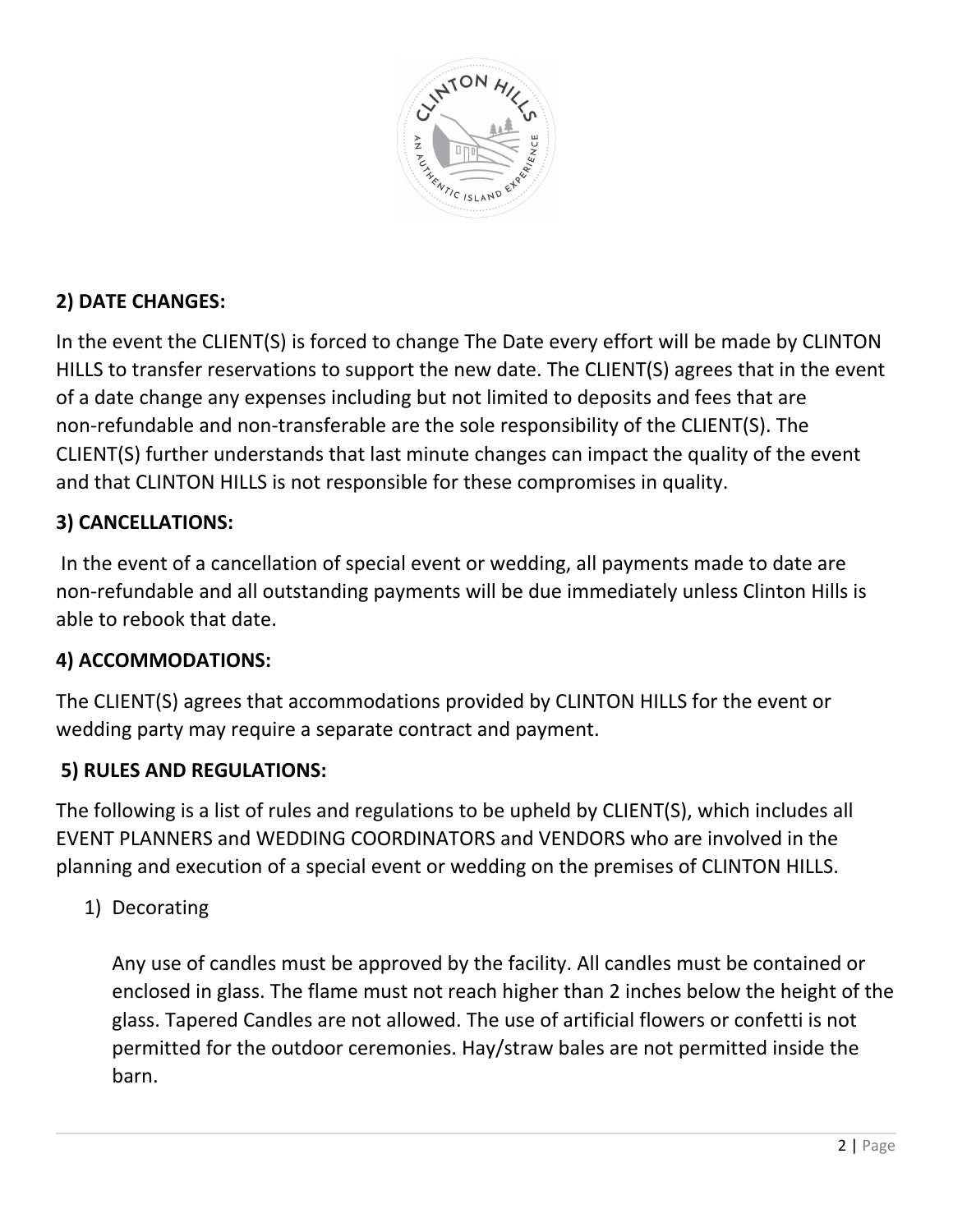**2) DATE CHANGES:**

In the event the CLIENT(S) is forced to change The Date every effort will be made by CLINTON HILLS to transfer reservations to support the new date. The CLIENT(S) agrees that in the event of a date change any expenses including but not limited to deposits and fees that are non-refundable and non-transferable are the sole responsibility of the CLIENT(S). The CLIENT(S) further understands that last minute changes can impact the quality of the event and that CLINTON HILLS is not responsible for these compromises in quality.

**3) CANCELLATIONS:**

In the event of a cancellation of special event or wedding, all payments made to date are non-refundable and all outstanding payments will be due immediately unless Clinton Hills is able to rebook that date.

**4) ACCOMMODATIONS:**

The CLIENT(S) agrees that accommodations provided by CLINTON HILLS for the event or wedding party may require a separate contract and payment.

**5) RULES AND REGULATIONS:**

The following is a list of rules and regulations to be upheld by CLIENT(S), which includes all EVENT PLANNERS and WEDDING COORDINATORS and VENDORS who are involved in the planning and execution of a special event or wedding on the premises of CLINTON HILLS.

1) Decorating

   Any use of candles must be approved by the facility. All candles must be contained or enclosed in glass. The flame must not reach higher than 2 inches below the height of the glass. Tapered Candles are not allowed. The use of artificial flowers or confetti is not permitted for the outdoor ceremonies. Hay/straw bales are not permitted inside the barn.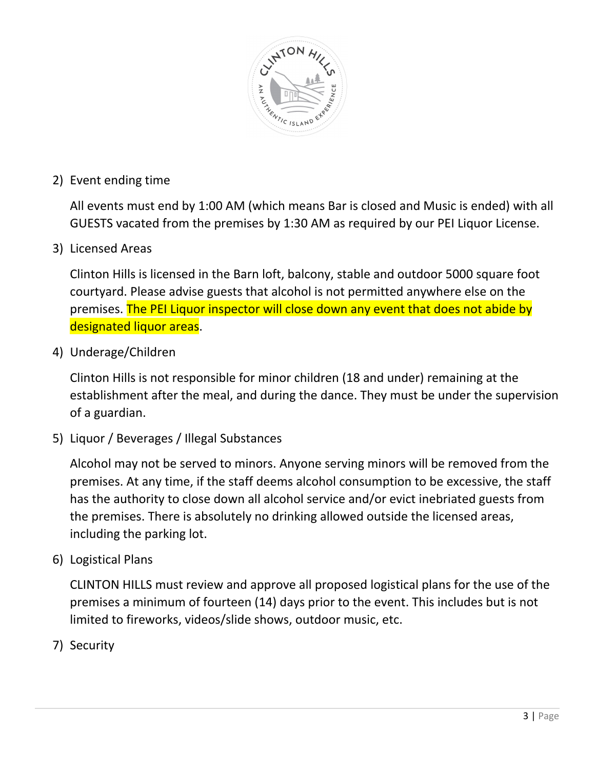2) Event ending time

   All events must end by 1:00 AM (which means Bar is closed and Music is ended) with all GUESTS vacated from the premises by 1:30 AM as required by our PEI Liquor License.

3) Licensed Areas

   Clinton Hills is licensed in the Barn loft, balcony, stable and outdoor 5000 square foot courtyard. Please advise guests that alcohol is not permitted anywhere else on the premises. The PEI Liquor inspector will close down any event that does not abide by designated liquor areas.

4) Underage/Children

   Clinton Hills is not responsible for minor children (18 and under) remaining at the establishment after the meal, and during the dance. They must be under the supervision of a guardian.

5) Liquor / Beverages / Illegal Substances

   Alcohol may not be served to minors. Anyone serving minors will be removed from the premises. At any time, if the staff deems alcohol consumption to be excessive, the staff has the authority to close down all alcohol service and/or evict inebriated guests from the premises. There is absolutely no drinking allowed outside the licensed areas, including the parking lot.

6) Logistical Plans

   CLINTON HILLS must review and approve all proposed logistical plans for the use of the premises a minimum of fourteen (14) days prior to the event. This includes but is not limited to fireworks, videos/slide shows, outdoor music, etc.

7) Security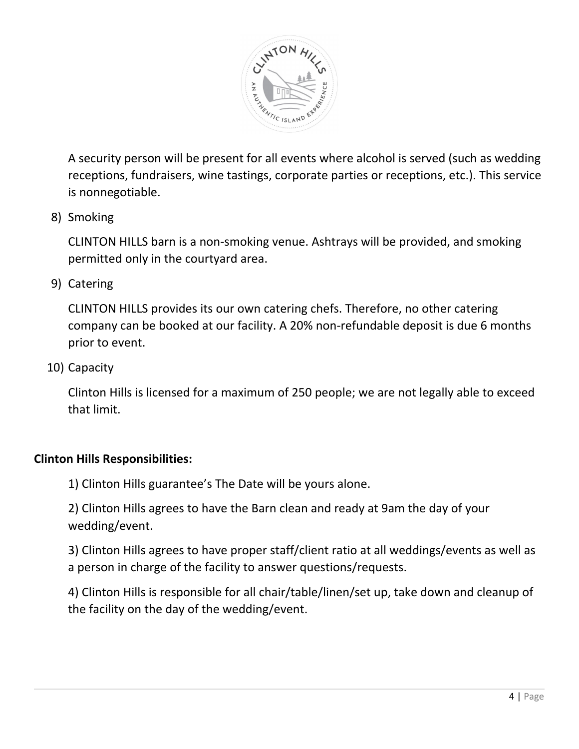A security person will be present for all events where alcohol is served (such as wedding receptions, fundraisers, wine tastings, corporate parties or receptions, etc.). This service is nonnegotiable.

8) Smoking

   CLINTON HILLS barn is a non-smoking venue. Ashtrays will be provided, and smoking permitted only in the courtyard area.

9) Catering

   CLINTON HILLS provides its our own catering chefs. Therefore, no other catering company can be booked at our facility. A 20% non-refundable deposit is due 6 months prior to event.

10) Capacity

    Clinton Hills is licensed for a maximum of 250 people; we are not legally able to exceed that limit.

**Clinton Hills Responsibilities:**

1) Clinton Hills guarantee's The Date will be yours alone.

2) Clinton Hills agrees to have the Barn clean and ready at 9am the day of your wedding/event.

3) Clinton Hills agrees to have proper staff/client ratio at all weddings/events as well as a person in charge of the facility to answer questions/requests.

4) Clinton Hills is responsible for all chair/table/linen/set up, take down and cleanup of the facility on the day of the wedding/event.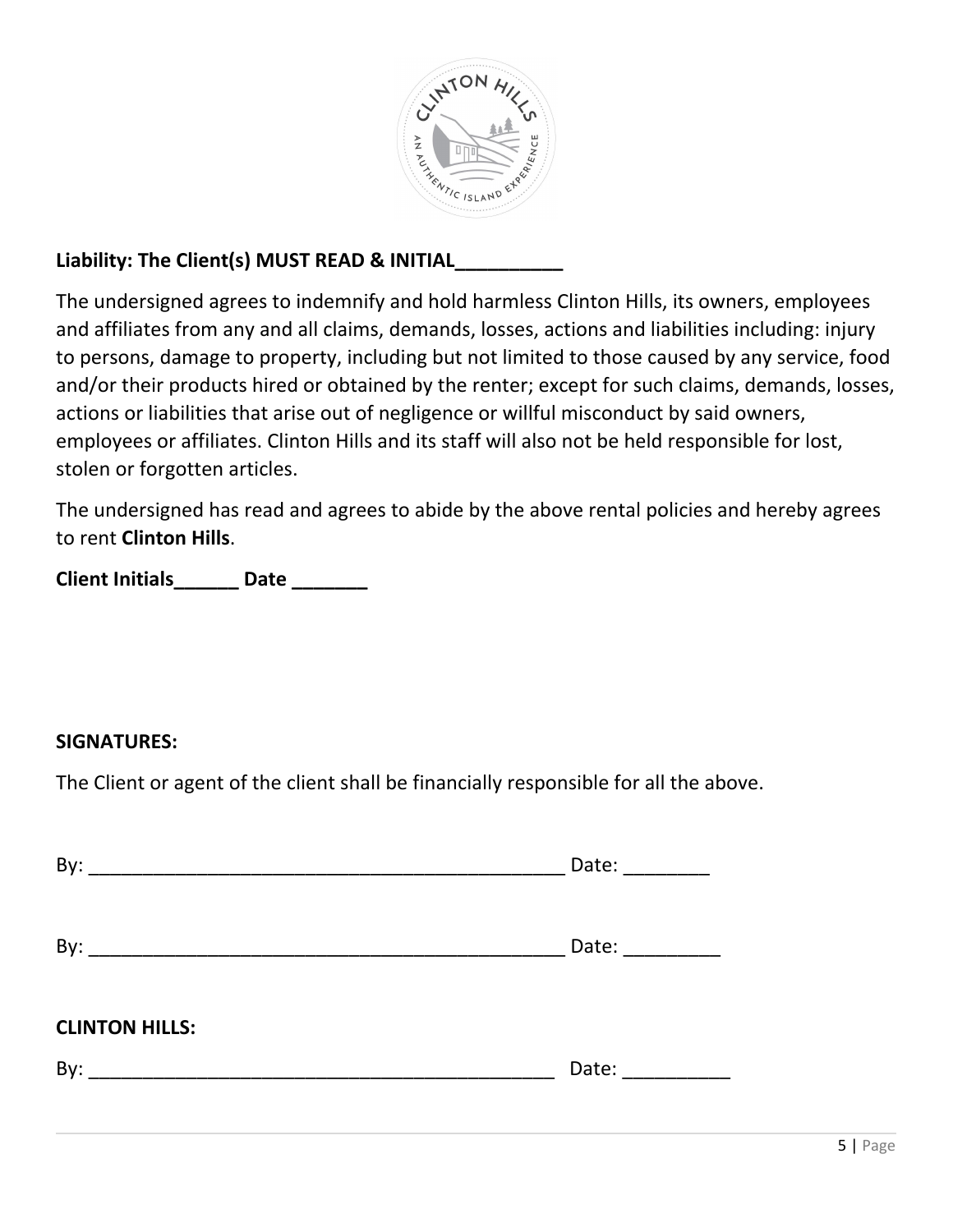**Liability: The Client(s) MUST READ & INITIAL__________**

The undersigned agrees to indemnify and hold harmless Clinton Hills, its owners, employees and affiliates from any and all claims, demands, losses, actions and liabilities including: injury to persons, damage to property, including but not limited to those caused by any service, food and/or their products hired or obtained by the renter; except for such claims, demands, losses, actions or liabilities that arise out of negligence or willful misconduct by said owners, employees or affiliates. Clinton Hills and its staff will also not be held responsible for lost, stolen or forgotten articles.

The undersigned has read and agrees to abide by the above rental policies and hereby agrees to rent **Clinton Hills**.

**Client Initials______ Date _______**

**SIGNATURES:**

The Client or agent of the client shall be financially responsible for all the above.

By: _______________________________________________ Date: ________

By: _______________________________________________ Date: _________

**CLINTON HILLS:**

By: ______________________________________________ Date: __________